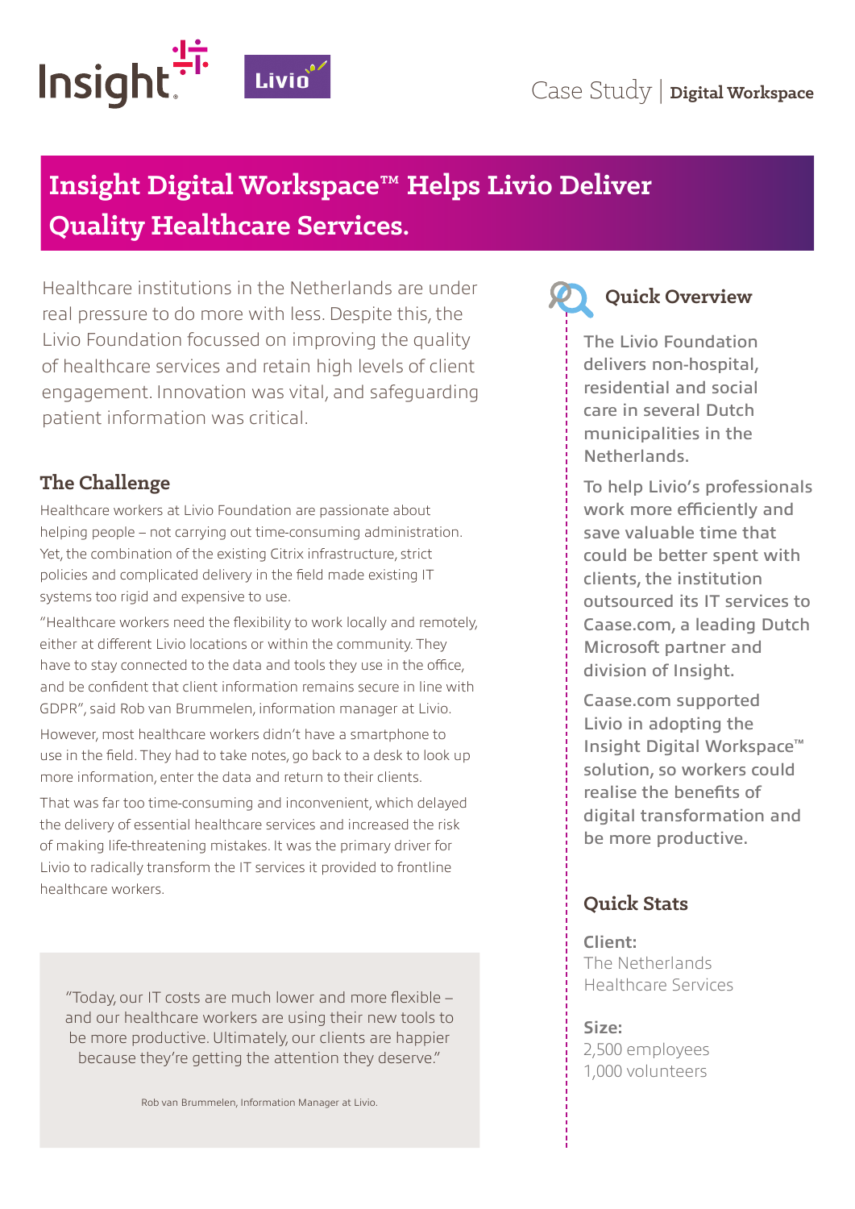Case Study | **Digital Workspace**

# Insight Digital Workspace™ Helps Livio Deliver Quality Healthcare Services.

Healthcare institutions in the Netherlands are under real pressure to do more with less. Despite this, the Livio Foundation focussed on improving the quality of healthcare services and retain high levels of client engagement. Innovation was vital, and safeguarding patient information was critical.

## The Challenge

Healthcare workers at Livio Foundation are passionate about helping people – not carrying out time-consuming administration. Yet, the combination of the existing Citrix infrastructure, strict policies and complicated delivery in the field made existing IT systems too rigid and expensive to use.

"Healthcare workers need the flexibility to work locally and remotely, either at different Livio locations or within the community. They have to stay connected to the data and tools they use in the office, and be confident that client information remains secure in line with GDPR", said Rob van Brummelen, information manager at Livio.

However, most healthcare workers didn't have a smartphone to use in the field. They had to take notes, go back to a desk to look up more information, enter the data and return to their clients.

That was far too time-consuming and inconvenient, which delayed the delivery of essential healthcare services and increased the risk of making life-threatening mistakes. It was the primary driver for Livio to radically transform the IT services it provided to frontline healthcare workers.

> "Today, our IT costs are much lower and more flexible – and our healthcare workers are using their new tools to be more productive. Ultimately, our clients are happier because they're getting the attention they deserve."
>
> Rob van Brummelen, Information Manager at Livio.

## Quick Overview

The Livio Foundation delivers non-hospital, residential and social care in several Dutch municipalities in the Netherlands.

To help Livio's professionals work more efficiently and save valuable time that could be better spent with clients, the institution outsourced its IT services to Caase.com, a leading Dutch Microsoft partner and division of Insight.

Caase.com supported Livio in adopting the Insight Digital Workspace™ solution, so workers could realise the benefits of digital transformation and be more productive.

## Quick Stats

**Client:**
The Netherlands Healthcare Services

**Size:**
2,500 employees
1,000 volunteers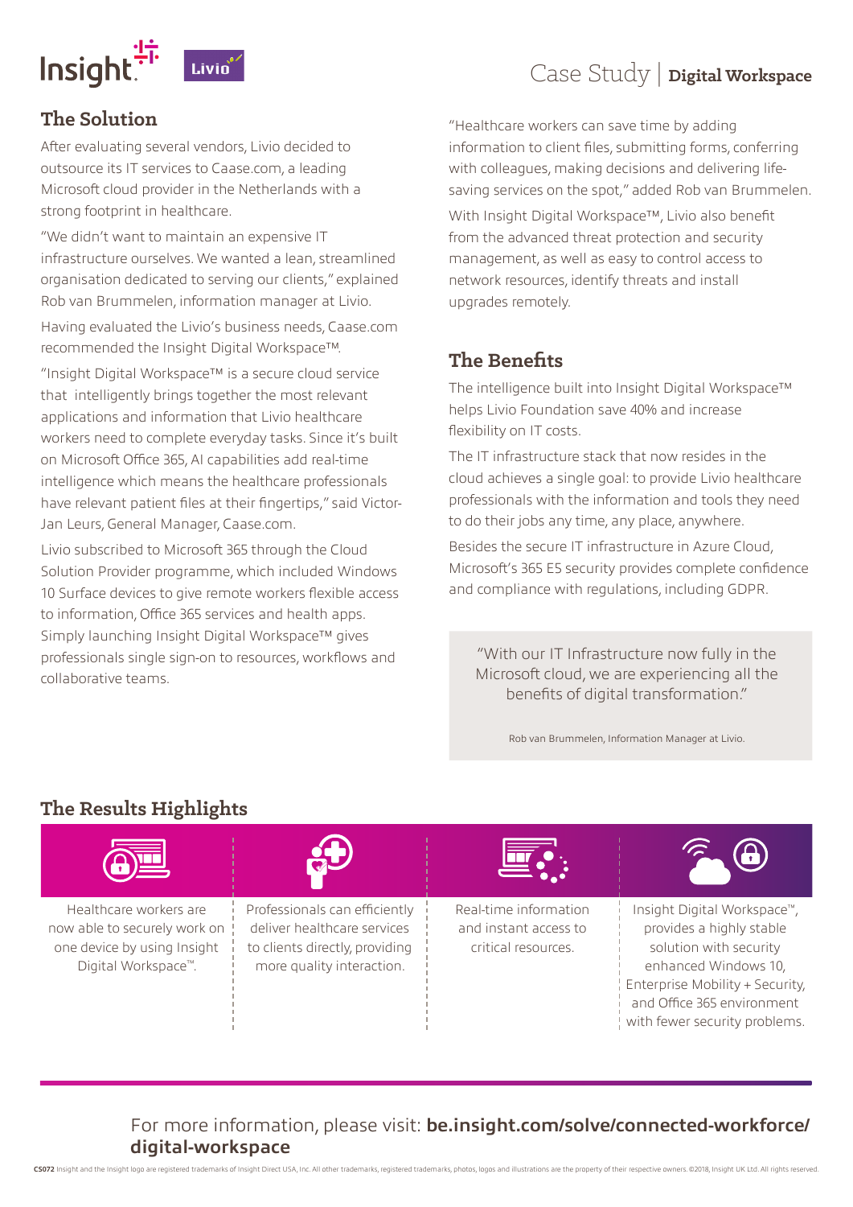## The Solution

After evaluating several vendors, Livio decided to outsource its IT services to Caase.com, a leading Microsoft cloud provider in the Netherlands with a strong footprint in healthcare.

"We didn't want to maintain an expensive IT infrastructure ourselves. We wanted a lean, streamlined organisation dedicated to serving our clients," explained Rob van Brummelen, information manager at Livio.

Having evaluated the Livio's business needs, Caase.com recommended the Insight Digital Workspace™.

"Insight Digital Workspace™ is a secure cloud service that intelligently brings together the most relevant applications and information that Livio healthcare workers need to complete everyday tasks. Since it's built on Microsoft Office 365, AI capabilities add real-time intelligence which means the healthcare professionals have relevant patient files at their fingertips," said Victor-Jan Leurs, General Manager, Caase.com.

Livio subscribed to Microsoft 365 through the Cloud Solution Provider programme, which included Windows 10 Surface devices to give remote workers flexible access to information, Office 365 services and health apps. Simply launching Insight Digital Workspace™ gives professionals single sign-on to resources, workflows and collaborative teams.

"Healthcare workers can save time by adding information to client files, submitting forms, conferring with colleagues, making decisions and delivering life-saving services on the spot," added Rob van Brummelen.

With Insight Digital Workspace™, Livio also benefit from the advanced threat protection and security management, as well as easy to control access to network resources, identify threats and install upgrades remotely.

## The Benefits

The intelligence built into Insight Digital Workspace™ helps Livio Foundation save 40% and increase flexibility on IT costs.

The IT infrastructure stack that now resides in the cloud achieves a single goal: to provide Livio healthcare professionals with the information and tools they need to do their jobs any time, any place, anywhere.

Besides the secure IT infrastructure in Azure Cloud, Microsoft's 365 E5 security provides complete confidence and compliance with regulations, including GDPR.

> "With our IT Infrastructure now fully in the Microsoft cloud, we are experiencing all the benefits of digital transformation."
>
> Rob van Brummelen, Information Manager at Livio.

## The Results Highlights

- Healthcare workers are now able to securely work on one device by using Insight Digital Workspace™.
- Professionals can efficiently deliver healthcare services to clients directly, providing more quality interaction.
- Real-time information and instant access to critical resources.
- Insight Digital Workspace™, provides a highly stable solution with security enhanced Windows 10, Enterprise Mobility + Security, and Office 365 environment with fewer security problems.

For more information, please visit: **be.insight.com/solve/connected-workforce/digital-workspace**

CS072 Insight and the Insight logo are registered trademarks of Insight Direct USA, Inc. All other trademarks, registered trademarks, photos, logos and illustrations are the property of their respective owners. ©2018, Insight UK Ltd. All rights reserved.